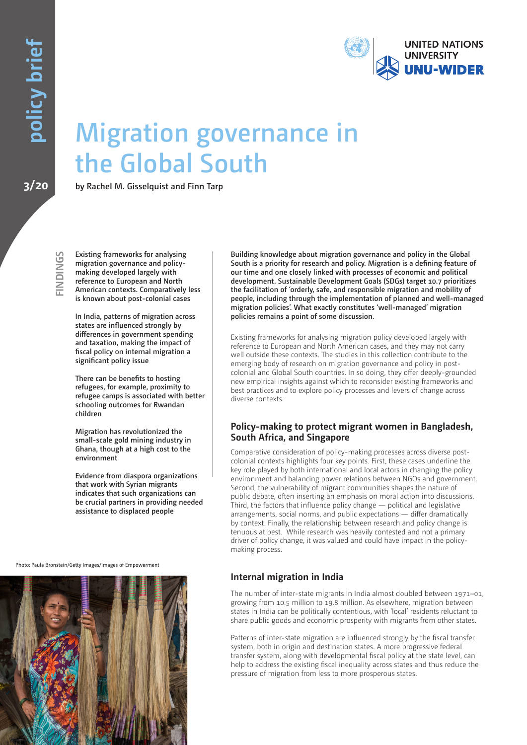policy brief

3/20

# Migration governance in the Global South

by Rachel M. Gisselquist and Finn Tarp

## FINDINGS

**Existing frameworks for analysing migration governance and policy-making developed largely with reference to European and North American contexts. Comparatively less is known about post-colonial cases**

**In India, patterns of migration across states are influenced strongly by differences in government spending and taxation, making the impact of fiscal policy on internal migration a significant policy issue**

**There can be benefits to hosting refugees, for example, proximity to refugee camps is associated with better schooling outcomes for Rwandan children**

**Migration has revolutionized the small-scale gold mining industry in Ghana, though at a high cost to the environment**

**Evidence from diaspora organizations that work with Syrian migrants indicates that such organizations can be crucial partners in providing needed assistance to displaced people**

Photo: Paula Bronstein/Getty Images/Images of Empowerment

**Building knowledge about migration governance and policy in the Global South is a priority for research and policy. Migration is a defining feature of our time and one closely linked with processes of economic and political development. Sustainable Development Goals (SDGs) target 10.7 prioritizes the facilitation of 'orderly, safe, and responsible migration and mobility of people, including through the implementation of planned and well-managed migration policies'. What exactly constitutes 'well-managed' migration policies remains a point of some discussion.**

Existing frameworks for analysing migration policy developed largely with reference to European and North American cases, and they may not carry well outside these contexts. The studies in this collection contribute to the emerging body of research on migration governance and policy in post-colonial and Global South countries. In so doing, they offer deeply-grounded new empirical insights against which to reconsider existing frameworks and best practices and to explore policy processes and levers of change across diverse contexts.

### Policy-making to protect migrant women in Bangladesh, South Africa, and Singapore

Comparative consideration of policy-making processes across diverse post-colonial contexts highlights four key points. First, these cases underline the key role played by both international and local actors in changing the policy environment and balancing power relations between NGOs and government. Second, the vulnerability of migrant communities shapes the nature of public debate, often inserting an emphasis on moral action into discussions. Third, the factors that influence policy change — political and legislative arrangements, social norms, and public expectations — differ dramatically by context. Finally, the relationship between research and policy change is tenuous at best. While research was heavily contested and not a primary driver of policy change, it was valued and could have impact in the policy-making process.

### Internal migration in India

The number of inter-state migrants in India almost doubled between 1971–01, growing from 10.5 million to 19.8 million. As elsewhere, migration between states in India can be politically contentious, with 'local' residents reluctant to share public goods and economic prosperity with migrants from other states.

Patterns of inter-state migration are influenced strongly by the fiscal transfer system, both in origin and destination states. A more progressive federal transfer system, along with developmental fiscal policy at the state level, can help to address the existing fiscal inequality across states and thus reduce the pressure of migration from less to more prosperous states.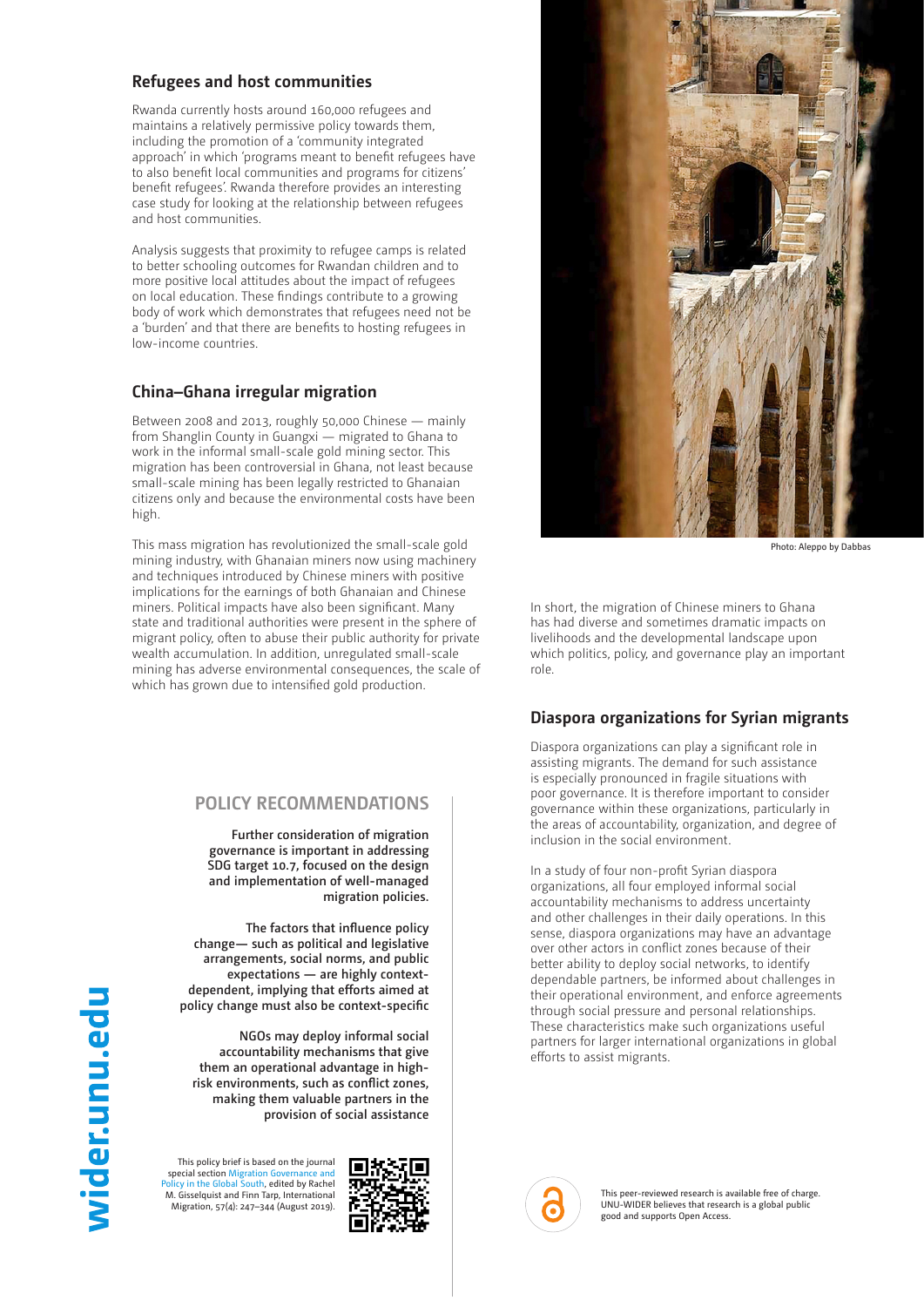## Refugees and host communities

Rwanda currently hosts around 160,000 refugees and maintains a relatively permissive policy towards them, including the promotion of a 'community integrated approach' in which 'programs meant to benefit refugees have to also benefit local communities and programs for citizens' benefit refugees'. Rwanda therefore provides an interesting case study for looking at the relationship between refugees and host communities.

Analysis suggests that proximity to refugee camps is related to better schooling outcomes for Rwandan children and to more positive local attitudes about the impact of refugees on local education. These findings contribute to a growing body of work which demonstrates that refugees need not be a 'burden' and that there are benefits to hosting refugees in low-income countries.

## China–Ghana irregular migration

Between 2008 and 2013, roughly 50,000 Chinese — mainly from Shanglin County in Guangxi — migrated to Ghana to work in the informal small-scale gold mining sector. This migration has been controversial in Ghana, not least because small-scale mining has been legally restricted to Ghanaian citizens only and because the environmental costs have been high.

This mass migration has revolutionized the small-scale gold mining industry, with Ghanaian miners now using machinery and techniques introduced by Chinese miners with positive implications for the earnings of both Ghanaian and Chinese miners. Political impacts have also been significant. Many state and traditional authorities were present in the sphere of migrant policy, often to abuse their public authority for private wealth accumulation. In addition, unregulated small-scale mining has adverse environmental consequences, the scale of which has grown due to intensified gold production.

Photo: Aleppo by Dabbas

In short, the migration of Chinese miners to Ghana has had diverse and sometimes dramatic impacts on livelihoods and the developmental landscape upon which politics, policy, and governance play an important role.

## Diaspora organizations for Syrian migrants

Diaspora organizations can play a significant role in assisting migrants. The demand for such assistance is especially pronounced in fragile situations with poor governance. It is therefore important to consider governance within these organizations, particularly in the areas of accountability, organization, and degree of inclusion in the social environment.

In a study of four non-profit Syrian diaspora organizations, all four employed informal social accountability mechanisms to address uncertainty and other challenges in their daily operations. In this sense, diaspora organizations may have an advantage over other actors in conflict zones because of their better ability to deploy social networks, to identify dependable partners, be informed about challenges in their operational environment, and enforce agreements through social pressure and personal relationships. These characteristics make such organizations useful partners for larger international organizations in global efforts to assist migrants.

## POLICY RECOMMENDATIONS

**Further consideration of migration governance is important in addressing SDG target 10.7, focused on the design and implementation of well-managed migration policies.**

**The factors that influence policy change— such as political and legislative arrangements, social norms, and public expectations — are highly context-dependent, implying that efforts aimed at policy change must also be context-specific**

**NGOs may deploy informal social accountability mechanisms that give them an operational advantage in high-risk environments, such as conflict zones, making them valuable partners in the provision of social assistance**

This policy brief is based on the journal special section Migration Governance and Policy in the Global South, edited by Rachel M. Gisselquist and Finn Tarp, International Migration, 57(4): 247–344 (August 2019).

This peer-reviewed research is available free of charge. UNU-WIDER believes that research is a global public good and supports Open Access.

wider.unu.edu